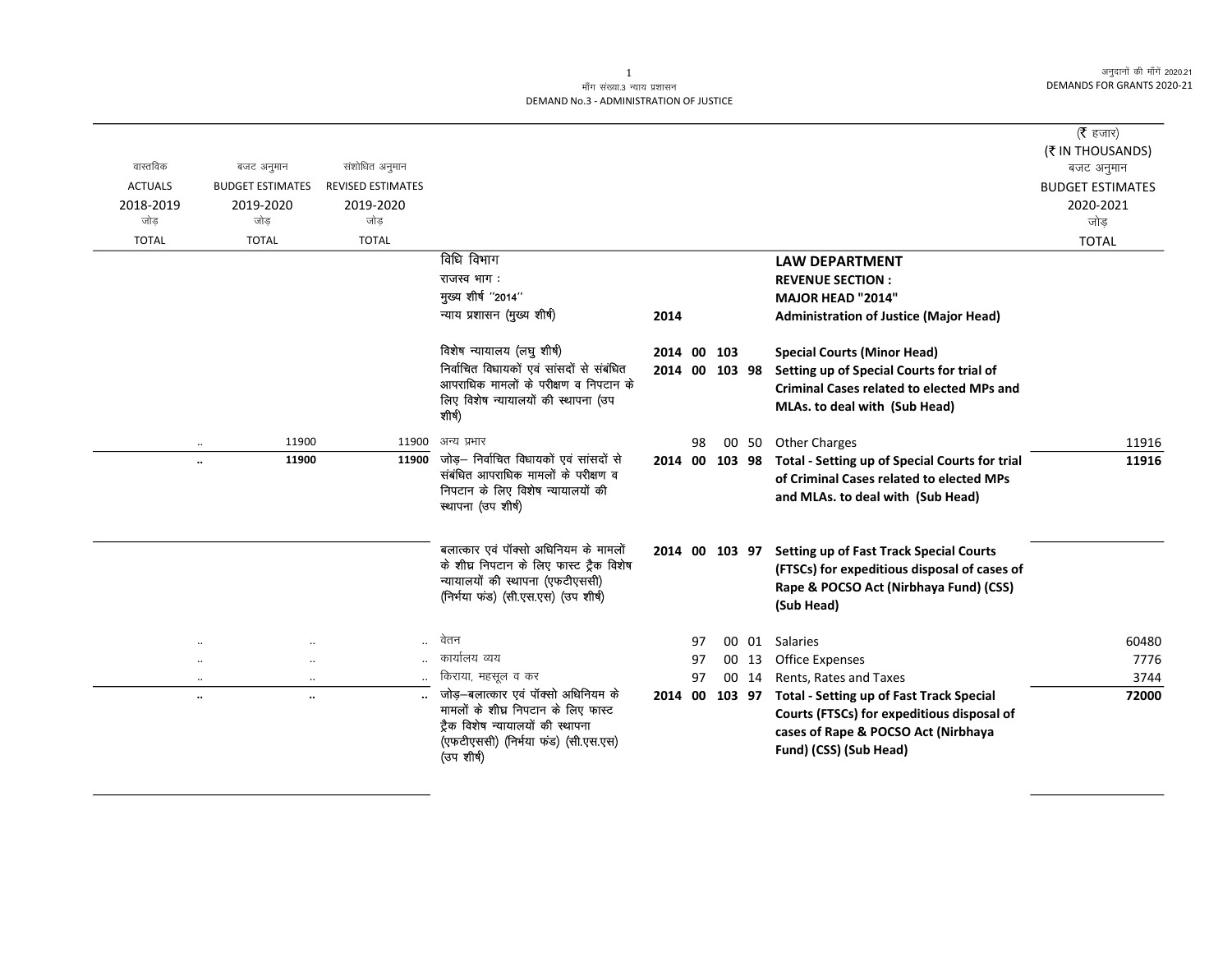मॉंग संख्या.3 न्याय प्रशासन
DEMAND No.3 - ADMINISTRATION OF JUSTICE

(₹ हजार)
(₹ IN THOUSANDS)

| वास्तविक ACTUALS 2018-2019 जोड़ TOTAL | बजट अनुमान BUDGET ESTIMATES 2019-2020 जोड़ TOTAL | संशोधित अनुमान REVISED ESTIMATES 2019-2020 जोड़ TOTAL | | | | बजट अनुमान BUDGET ESTIMATES 2020-2021 जोड़ TOTAL |
|---|---|---|---|---|---|---|
| | | | विधि विभाग | | **LAW DEPARTMENT** | |
| | | | राजस्व भाग : | | **REVENUE SECTION :** | |
| | | | मुख्य शीर्ष ''2014'' | | **MAJOR HEAD "2014"** | |
| | | | न्याय प्रशासन (मुख्य शीर्ष) | 2014 | **Administration of Justice (Major Head)** | |
| | | | विशेष न्यायालय (लघु शीर्ष) | 2014 00 103 | **Special Courts (Minor Head)** | |
| | | | निर्वाचित विधायकों एवं सांसदों से संबंधित आपराधिक मामलों के परीक्षण व निपटान के लिए विशेष न्यायालयों की स्थापना (उप शीर्ष) | 2014 00 103 98 | **Setting up of Special Courts for trial of Criminal Cases related to elected MPs and MLAs. to deal with (Sub Head)** | |
| .. | 11900 | 11900 | अन्य प्रभार | 98 00 50 | Other Charges | 11916 |
| **..** | **11900** | **11900** | जोड़– निर्वाचित विधायकों एवं सांसदों से संबंधित आपराधिक मामलों के परीक्षण व निपटान के लिए विशेष न्यायालयों की स्थापना (उप शीर्ष) | 2014 00 103 98 | **Total - Setting up of Special Courts for trial of Criminal Cases related to elected MPs and MLAs. to deal with (Sub Head)** | **11916** |
| | | | बलात्कार एवं पॉक्सो अधिनियम के मामलों के शीघ्र निपटान के लिए फास्ट ट्रैक विशेष न्यायालयों की स्थापना (एफटीएससी) (निर्भया फंड) (सी.एस.एस) (उप शीर्ष) | 2014 00 103 97 | **Setting up of Fast Track Special Courts (FTSCs) for expeditious disposal of cases of Rape & POCSO Act (Nirbhaya Fund) (CSS) (Sub Head)** | |
| .. | .. | .. | वेतन | 97 00 01 | Salaries | 60480 |
| .. | .. | .. | कार्यालय व्यय | 97 00 13 | Office Expenses | 7776 |
| .. | .. | .. | किराया, महसूल व कर | 97 00 14 | Rents, Rates and Taxes | 3744 |
| **..** | **..** | **..** | जोड़–बलात्कार एवं पॉक्सो अधिनियम के मामलों के शीघ्र निपटान के लिए फास्ट ट्रैक विशेष न्यायालयों की स्थापना (एफटीएससी) (निर्भया फंड) (सी.एस.एस) (उप शीर्ष) | 2014 00 103 97 | **Total - Setting up of Fast Track Special Courts (FTSCs) for expeditious disposal of cases of Rape & POCSO Act (Nirbhaya Fund) (CSS) (Sub Head)** | **72000** |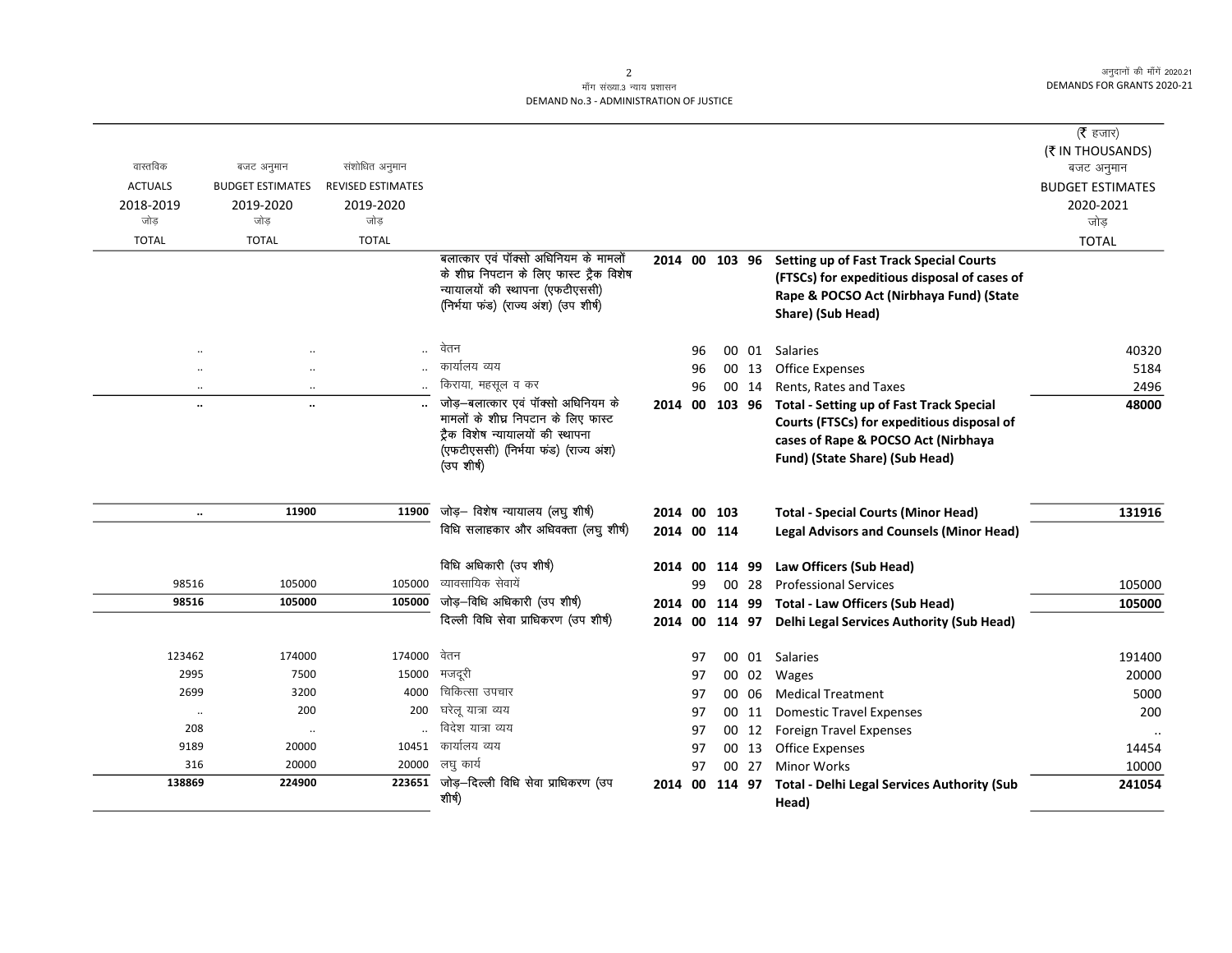| वास्तविक ACTUALS 2018-2019 जोड़ TOTAL | बजट अनुमान BUDGET ESTIMATES 2019-2020 जोड़ TOTAL | संशोधित अनुमान REVISED ESTIMATES 2019-2020 जोड़ TOTAL | | | | | | | (₹ हजार) (₹ IN THOUSANDS) बजट अनुमान BUDGET ESTIMATES 2020-2021 जोड़ TOTAL |
|---|---|---|---|---|---|---|---|---|---|
| | | | बलात्कार एवं पॉक्सो अधिनियम के मामलों के शीघ्र निपटान के लिए फास्ट ट्रैक विशेष न्यायालयों की स्थापना (एफटीएससी) (निर्भया फंड) (राज्य अंश) (उप शीर्ष) | 2014 | 00 | 103 | 96 | **Setting up of Fast Track Special Courts (FTSCs) for expeditious disposal of cases of Rape & POCSO Act (Nirbhaya Fund) (State Share) (Sub Head)** | |
| .. | .. | .. | वेतन | | 96 | 00 | 01 | Salaries | 40320 |
| .. | .. | .. | कार्यालय व्यय | | 96 | 00 | 13 | Office Expenses | 5184 |
| .. | .. | .. | किराया, महसूल व कर | | 96 | 00 | 14 | Rents, Rates and Taxes | 2496 |
| **..** | **..** | **..** | जोड़–बलात्कार एवं पॉक्सो अधिनियम के मामलों के शीघ्र निपटान के लिए फास्ट ट्रैक विशेष न्यायालयों की स्थापना (एफटीएससी) (निर्भया फंड) (राज्य अंश) (उप शीर्ष) | 2014 | 00 | 103 | 96 | **Total - Setting up of Fast Track Special Courts (FTSCs) for expeditious disposal of cases of Rape & POCSO Act (Nirbhaya Fund) (State Share) (Sub Head)** | **48000** |
| **..** | **11900** | **11900** | जोड़– विशेष न्यायालय (लघु शीर्ष) | 2014 | 00 | 103 | | **Total - Special Courts (Minor Head)** | **131916** |
| | | | विधि सलाहकार और अधिवक्ता (लघु शीर्ष) | 2014 | 00 | 114 | | **Legal Advisors and Counsels (Minor Head)** | |
| | | | विधि अधिकारी (उप शीर्ष) | 2014 | 00 | 114 | 99 | **Law Officers (Sub Head)** | |
| 98516 | 105000 | 105000 | व्यावसायिक सेवायें | | 99 | 00 | 28 | Professional Services | 105000 |
| **98516** | **105000** | **105000** | जोड़–विधि अधिकारी (उप शीर्ष) | 2014 | 00 | 114 | 99 | **Total - Law Officers (Sub Head)** | **105000** |
| | | | दिल्ली विधि सेवा प्राधिकरण (उप शीर्ष) | 2014 | 00 | 114 | 97 | **Delhi Legal Services Authority (Sub Head)** | |
| 123462 | 174000 | 174000 | वेतन | | 97 | 00 | 01 | Salaries | 191400 |
| 2995 | 7500 | 15000 | मजदूरी | | 97 | 00 | 02 | Wages | 20000 |
| 2699 | 3200 | 4000 | चिकित्सा उपचार | | 97 | 00 | 06 | Medical Treatment | 5000 |
| .. | 200 | 200 | घरेलू यात्रा व्यय | | 97 | 00 | 11 | Domestic Travel Expenses | 200 |
| 208 | .. | .. | विदेश यात्रा व्यय | | 97 | 00 | 12 | Foreign Travel Expenses | .. |
| 9189 | 20000 | 10451 | कार्यालय व्यय | | 97 | 00 | 13 | Office Expenses | 14454 |
| 316 | 20000 | 20000 | लघु कार्य | | 97 | 00 | 27 | Minor Works | 10000 |
| **138869** | **224900** | **223651** | जोड़–दिल्ली विधि सेवा प्राधिकरण (उप शीर्ष) | 2014 | 00 | 114 | 97 | **Total - Delhi Legal Services Authority (Sub Head)** | **241054** |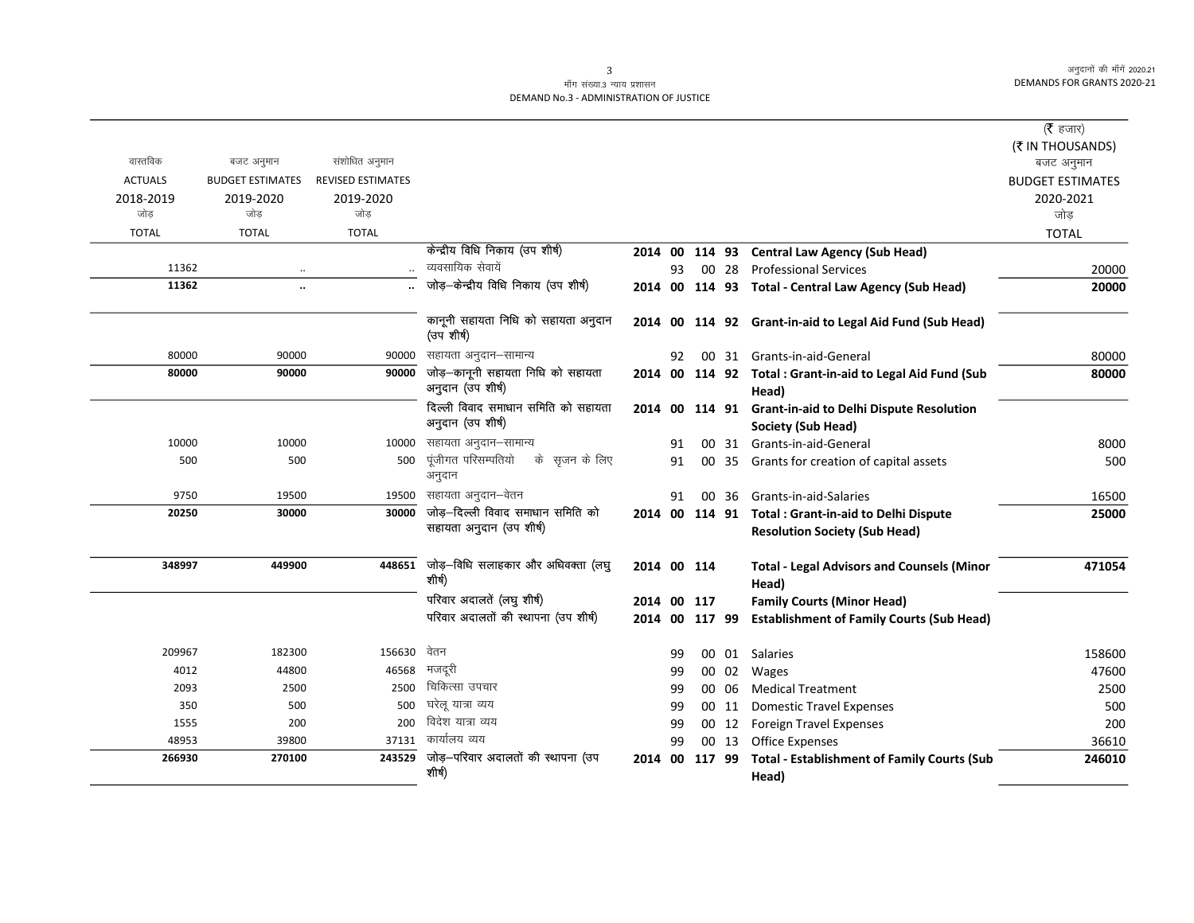मॉंग संख्या.3 न्याय प्रशासन
DEMAND No.3 - ADMINISTRATION OF JUSTICE

| वास्तविक ACTUALS 2018-2019 जोड़ TOTAL | बजट अनुमान BUDGET ESTIMATES 2019-2020 जोड़ TOTAL | संशोधित अनुमान REVISED ESTIMATES 2019-2020 जोड़ TOTAL | | | | | | | (₹ हजार) (₹ IN THOUSANDS) बजट अनुमान BUDGET ESTIMATES 2020-2021 जोड़ TOTAL |
|---|---|---|---|---|---|---|---|---|---|
| | | | केन्द्रीय विधि निकाय (उप शीर्ष) | 2014 | 00 | 114 | 93 | **Central Law Agency (Sub Head)** | |
| 11362 | .. | .. | व्यवसायिक सेवायें | | 93 | 00 | 28 | Professional Services | 20000 |
| **11362** | **..** | **..** | जोड़–केन्द्रीय विधि निकाय (उप शीर्ष) | 2014 | 00 | 114 | 93 | **Total - Central Law Agency (Sub Head)** | **20000** |
| | | | कानूनी सहायता निधि को सहायता अनुदान (उप शीर्ष) | 2014 | 00 | 114 | 92 | **Grant-in-aid to Legal Aid Fund (Sub Head)** | |
| 80000 | 90000 | 90000 | सहायता अनुदान–सामान्य | | 92 | 00 | 31 | Grants-in-aid-General | 80000 |
| **80000** | **90000** | **90000** | जोड़–कानूनी सहायता निधि को सहायता अनुदान (उप शीर्ष) | 2014 | 00 | 114 | 92 | **Total : Grant-in-aid to Legal Aid Fund (Sub Head)** | **80000** |
| | | | दिल्ली विवाद समाधान समिति को सहायता अनुदान (उप शीर्ष) | 2014 | 00 | 114 | 91 | **Grant-in-aid to Delhi Dispute Resolution Society (Sub Head)** | |
| 10000 | 10000 | 10000 | सहायता अनुदान–सामान्य | | 91 | 00 | 31 | Grants-in-aid-General | 8000 |
| 500 | 500 | 500 | पूंजीगत परिसम्पतियो के सृजन के लिए अनुदान | | 91 | 00 | 35 | Grants for creation of capital assets | 500 |
| 9750 | 19500 | 19500 | सहायता अनुदान–वेतन | | 91 | 00 | 36 | Grants-in-aid-Salaries | 16500 |
| **20250** | **30000** | **30000** | जोड़–दिल्ली विवाद समाधान समिति को सहायता अनुदान (उप शीर्ष) | 2014 | 00 | 114 | 91 | **Total : Grant-in-aid to Delhi Dispute Resolution Society (Sub Head)** | **25000** |
| **348997** | **449900** | **448651** | जोड़–विधि सलाहकार और अधिवक्ता (लघु शीर्ष) | 2014 | 00 | 114 | | **Total - Legal Advisors and Counsels (Minor Head)** | **471054** |
| | | | परिवार अदालतें (लघु शीर्ष) | 2014 | 00 | 117 | | **Family Courts (Minor Head)** | |
| | | | परिवार अदालतों की स्थापना (उप शीर्ष) | 2014 | 00 | 117 | 99 | **Establishment of Family Courts (Sub Head)** | |
| 209967 | 182300 | 156630 | वेतन | | 99 | 00 | 01 | Salaries | 158600 |
| 4012 | 44800 | 46568 | मजदूरी | | 99 | 00 | 02 | Wages | 47600 |
| 2093 | 2500 | 2500 | चिकित्सा उपचार | | 99 | 00 | 06 | Medical Treatment | 2500 |
| 350 | 500 | 500 | घरेलू यात्रा व्यय | | 99 | 00 | 11 | Domestic Travel Expenses | 500 |
| 1555 | 200 | 200 | विदेश यात्रा व्यय | | 99 | 00 | 12 | Foreign Travel Expenses | 200 |
| 48953 | 39800 | 37131 | कार्यालय व्यय | | 99 | 00 | 13 | Office Expenses | 36610 |
| **266930** | **270100** | **243529** | जोड़–परिवार अदालतों की स्थापना (उप शीर्ष) | 2014 | 00 | 117 | 99 | **Total - Establishment of Family Courts (Sub Head)** | **246010** |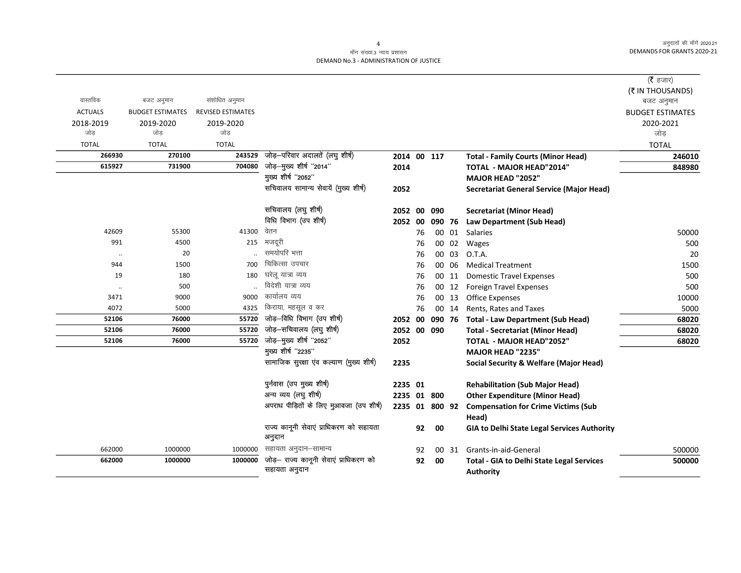मॉंग संख्या.3 न्याय प्रशासन
DEMAND No.3 - ADMINISTRATION OF JUSTICE

| वास्तविक<br>ACTUALS<br>2018-2019<br>जोड़<br>TOTAL | बजट अनुमान<br>BUDGET ESTIMATES<br>2019-2020<br>जोड़<br>TOTAL | संशोधित अनुमान<br>REVISED ESTIMATES<br>2019-2020<br>जोड़<br>TOTAL | | | | | | | (₹ हजार)<br>(₹ IN THOUSANDS)<br>बजट अनुमान<br>BUDGET ESTIMATES<br>2020-2021<br>जोड़<br>TOTAL |
|---|---|---|---|---|---|---|---|---|---|
| **266930** | **270100** | **243529** | जोड़–परिवार अदालतें (लघु शीर्ष) | **2014** | **00** | **117** | | **Total - Family Courts (Minor Head)** | **246010** |
| **615927** | **731900** | **704080** | जोड़–मुख्य शीर्ष "2014" | **2014** | | | | **TOTAL - MAJOR HEAD"2014"** | **848980** |
| | | | मुख्य शीर्ष "2052" | | | | | **MAJOR HEAD "2052"** | |
| | | | सचिवालय सामान्य सेवायें (मुख्य शीर्ष) | **2052** | | | | **Secretariat General Service (Major Head)** | |
| | | | सचिवालय (लघु शीर्ष) | **2052** | **00** | **090** | | **Secretariat (Minor Head)** | |
| | | | विधि विभाग (उप शीर्ष) | **2052** | **00** | **090** | **76** | **Law Department (Sub Head)** | |
| 42609 | 55300 | 41300 | वेतन | | 76 | 00 | 01 | Salaries | 50000 |
| 991 | 4500 | 215 | मजदूरी | | 76 | 00 | 02 | Wages | 500 |
| .. | 20 | .. | समयोपरि भत्ता | | 76 | 00 | 03 | O.T.A. | 20 |
| 944 | 1500 | 700 | चिकित्सा उपचार | | 76 | 00 | 06 | Medical Treatment | 1500 |
| 19 | 180 | 180 | घरेलू यात्रा व्यय | | 76 | 00 | 11 | Domestic Travel Expenses | 500 |
| .. | 500 | .. | विदेशी यात्रा व्यय | | 76 | 00 | 12 | Foreign Travel Expenses | 500 |
| 3471 | 9000 | 9000 | कार्यालय व्यय | | 76 | 00 | 13 | Office Expenses | 10000 |
| 4072 | 5000 | 4325 | किराया, महसूल व कर | | 76 | 00 | 14 | Rents, Rates and Taxes | 5000 |
| **52106** | **76000** | **55720** | जोड़–विधि विभाग (उप शीर्ष) | **2052** | **00** | **090** | **76** | **Total - Law Department (Sub Head)** | **68020** |
| **52106** | **76000** | **55720** | जोड़–सचिवालय (लघु शीर्ष) | **2052** | **00** | **090** | | **Total - Secretariat (Minor Head)** | **68020** |
| **52106** | **76000** | **55720** | जोड़–मुख्य शीर्ष "2052" | **2052** | | | | **TOTAL - MAJOR HEAD"2052"** | **68020** |
| | | | मुख्य शीर्ष "2235" | | | | | **MAJOR HEAD "2235"** | |
| | | | सामाजिक सुरक्षा एंव कल्याण (मुख्य शीर्ष) | **2235** | | | | **Social Security & Welfare (Major Head)** | |
| | | | पुर्नवास (उप मुख्य शीर्ष) | **2235** | **01** | | | **Rehabilitation (Sub Major Head)** | |
| | | | अन्य व्यय (लघु शीर्ष) | **2235** | **01** | **800** | | **Other Expenditure (Minor Head)** | |
| | | | अपराध पीड़ितों के लिए मुआवजा (उप शीर्ष) | **2235** | **01** | **800** | **92** | **Compensation for Crime Victims (Sub Head)** | |
| | | | राज्य कानूनी सेवाएं प्राधिकरण को सहायता अनुदान | | **92** | **00** | | **GIA to Delhi State Legal Services Authority** | |
| 662000 | 1000000 | 1000000 | सहायता अनुदान–सामान्य | | 92 | 00 | 31 | Grants-in-aid-General | 500000 |
| **662000** | **1000000** | **1000000** | जोड़– राज्य कानूनी सेवाएं प्राधिकरण को सहायता अनुदान | | **92** | **00** | | **Total - GIA to Delhi State Legal Services Authority** | **500000** |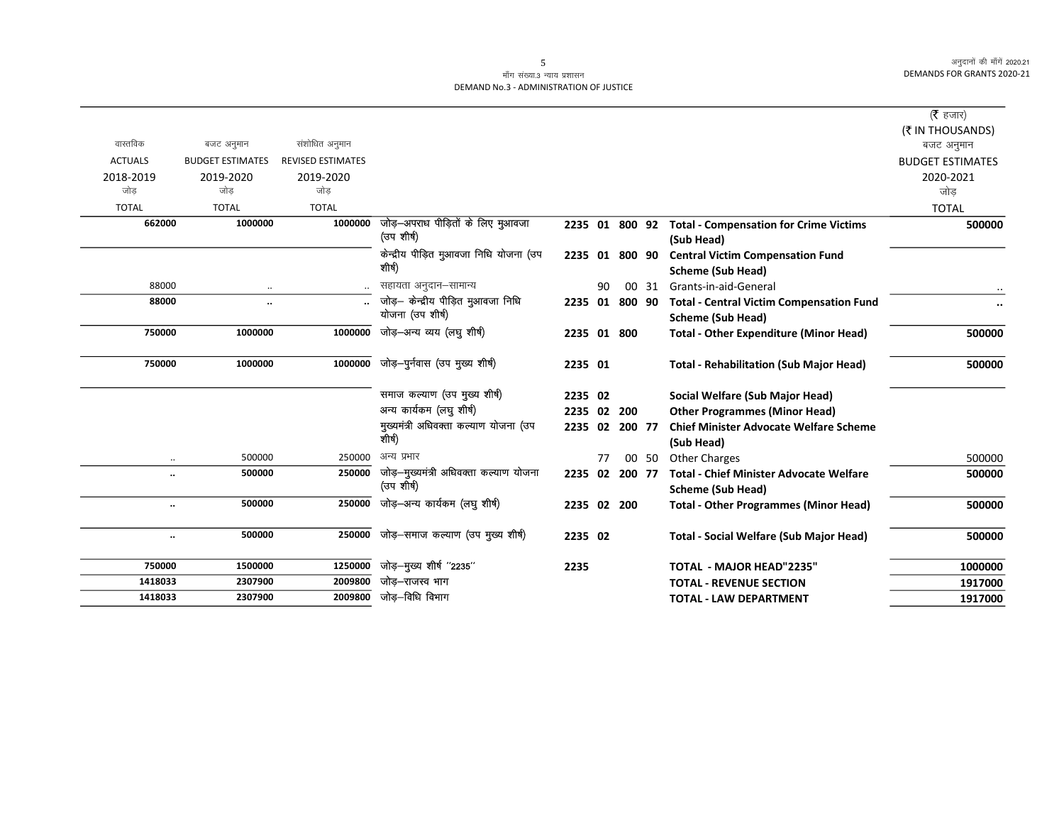मॉंग संख्या.3 न्याय प्रशासन
DEMAND No.3 - ADMINISTRATION OF JUSTICE

| वास्तविक ACTUALS 2018-2019 जोड़ TOTAL | बजट अनुमान BUDGET ESTIMATES 2019-2020 जोड़ TOTAL | संशोधित अनुमान REVISED ESTIMATES 2019-2020 जोड़ TOTAL | | | | | | | (₹ हजार) (₹ IN THOUSANDS) बजट अनुमान BUDGET ESTIMATES 2020-2021 जोड़ TOTAL |
|---|---|---|---|---|---|---|---|---|---|
| 662000 | 1000000 | 1000000 | जोड़–अपराध पीड़ितों के लिए मुआवजा (उप शीर्ष) | 2235 | 01 | 800 | 92 | **Total - Compensation for Crime Victims (Sub Head)** | 500000 |
| | | | केन्द्रीय पीड़ित मुआवजा निधि योजना (उप शीर्ष) | 2235 | 01 | 800 | 90 | **Central Victim Compensation Fund Scheme (Sub Head)** | |
| 88000 | .. | .. | सहायता अनुदान–सामान्य | | 90 | 00 | 31 | Grants-in-aid-General | .. |
| 88000 | .. | .. | जोड़– केन्द्रीय पीड़ित मुआवजा निधि योजना (उप शीर्ष) | 2235 | 01 | 800 | 90 | **Total - Central Victim Compensation Fund Scheme (Sub Head)** | .. |
| 750000 | 1000000 | 1000000 | जोड़–अन्य व्यय (लघु शीर्ष) | 2235 | 01 | 800 | | **Total - Other Expenditure (Minor Head)** | 500000 |
| 750000 | 1000000 | 1000000 | जोड़–पुर्नवास (उप मुख्य शीर्ष) | 2235 | 01 | | | **Total - Rehabilitation (Sub Major Head)** | 500000 |
| | | | समाज कल्याण (उप मुख्य शीर्ष) | 2235 | 02 | | | **Social Welfare (Sub Major Head)** | |
| | | | अन्य कार्यकम (लघु शीर्ष) | 2235 | 02 | 200 | | **Other Programmes (Minor Head)** | |
| | | | मुख्यमंत्री अधिवक्ता कल्याण योजना (उप शीर्ष) | 2235 | 02 | 200 | 77 | **Chief Minister Advocate Welfare Scheme (Sub Head)** | |
| .. | 500000 | 250000 | अन्य प्रभार | | 77 | 00 | 50 | Other Charges | 500000 |
| .. | 500000 | 250000 | जोड़–मुख्यमंत्री अधिवक्ता कल्याण योजना (उप शीर्ष) | 2235 | 02 | 200 | 77 | **Total - Chief Minister Advocate Welfare Scheme (Sub Head)** | 500000 |
| .. | 500000 | 250000 | जोड़–अन्य कार्यकम (लघु शीर्ष) | 2235 | 02 | 200 | | **Total - Other Programmes (Minor Head)** | 500000 |
| .. | 500000 | 250000 | जोड़–समाज कल्याण (उप मुख्य शीर्ष) | 2235 | 02 | | | **Total - Social Welfare (Sub Major Head)** | 500000 |
| 750000 | 1500000 | 1250000 | जोड़–मुख्य शीर्ष "2235" | 2235 | | | | **TOTAL - MAJOR HEAD"2235"** | 1000000 |
| 1418033 | 2307900 | 2009800 | जोड़–राजस्व भाग | | | | | **TOTAL - REVENUE SECTION** | 1917000 |
| 1418033 | 2307900 | 2009800 | जोड़–विधि विभाग | | | | | **TOTAL - LAW DEPARTMENT** | 1917000 |